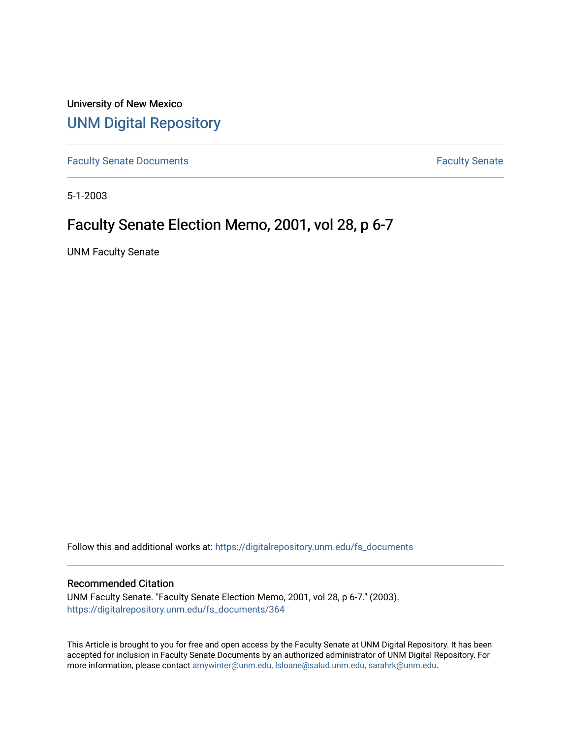University of New Mexico

# UNM Digital Repository

Faculty Senate Documents

Faculty Senate

5-1-2003

## Faculty Senate Election Memo, 2001, vol 28, p 6-7

UNM Faculty Senate

Follow this and additional works at: https://digitalrepository.unm.edu/fs_documents

### Recommended Citation

UNM Faculty Senate. "Faculty Senate Election Memo, 2001, vol 28, p 6-7." (2003). https://digitalrepository.unm.edu/fs_documents/364

This Article is brought to you for free and open access by the Faculty Senate at UNM Digital Repository. It has been accepted for inclusion in Faculty Senate Documents by an authorized administrator of UNM Digital Repository. For more information, please contact amywinter@unm.edu, lsloane@salud.unm.edu, sarahrk@unm.edu.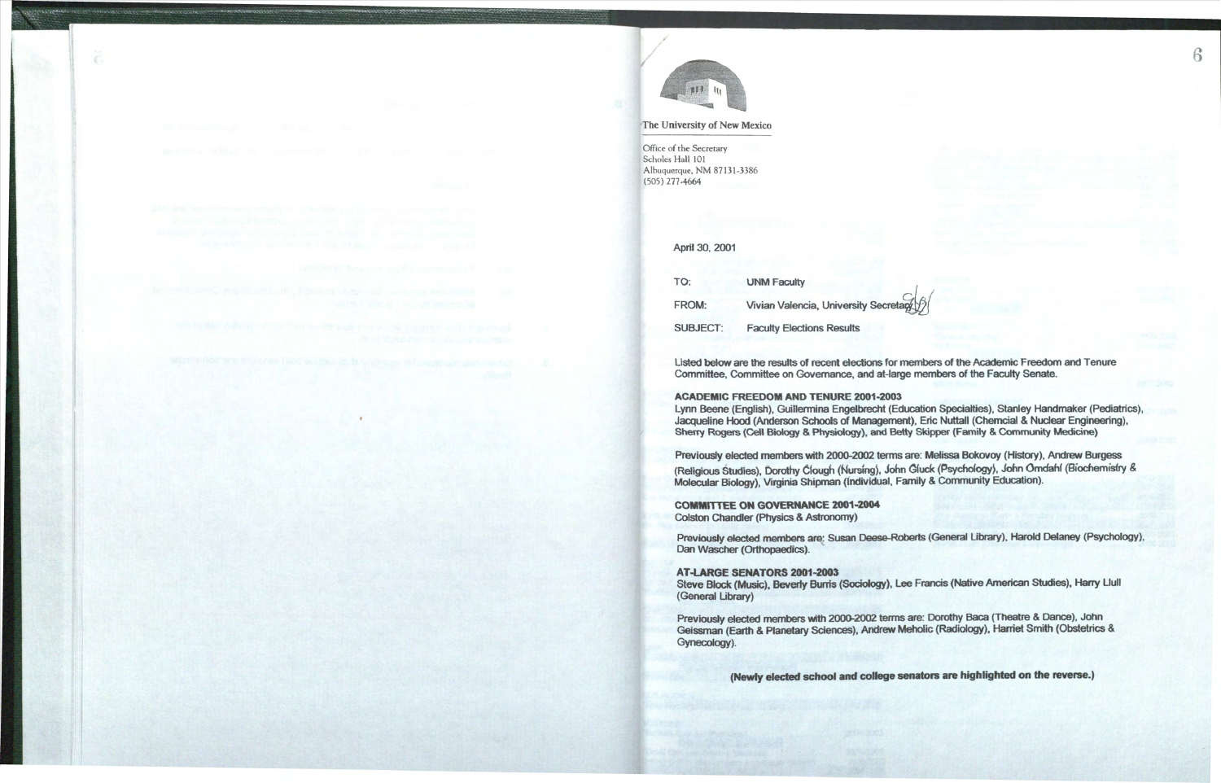The University of New Mexico

Office of the Secretary
Scholes Hall 101
Albuquerque, NM 87131-3386
(505) 277-4664

April 30, 2001

TO: UNM Faculty

FROM: Vivian Valencia, University Secretary

SUBJECT: Faculty Elections Results

Listed below are the results of recent elections for members of the Academic Freedom and Tenure Committee, Committee on Governance, and at-large members of the Faculty Senate.

**ACADEMIC FREEDOM AND TENURE 2001-2003**
Lynn Beene (English), Guillermina Engelbrecht (Education Specialties), Stanley Handmaker (Pediatrics), Jacqueline Hood (Anderson Schools of Management), Eric Nuttall (Chemcial & Nuclear Engineering), Sherry Rogers (Cell Biology & Physiology), and Betty Skipper (Family & Community Medicine)

Previously elected members with 2000-2002 terms are: Melissa Bokovoy (History), Andrew Burgess (Religious Studies), Dorothy Clough (Nursing), John Gluck (Psychology), John Omdahl (Biochemistry & Molecular Biology), Virginia Shipman (Individual, Family & Community Education).

**COMMITTEE ON GOVERNANCE 2001-2004**
Colston Chandler (Physics & Astronomy)

Previously elected members are: Susan Deese-Roberts (General Library), Harold Delaney (Psychology), Dan Wascher (Orthopaedics).

**AT-LARGE SENATORS 2001-2003**
Steve Block (Music), Beverly Burris (Sociology), Lee Francis (Native American Studies), Harry Llull (General Library)

Previously elected members with 2000-2002 terms are: Dorothy Baca (Theatre & Dance), John Geissman (Earth & Planetary Sciences), Andrew Meholic (Radiology), Harriet Smith (Obstetrics & Gynecology).

**(Newly elected school and college senators are highlighted on the reverse.)**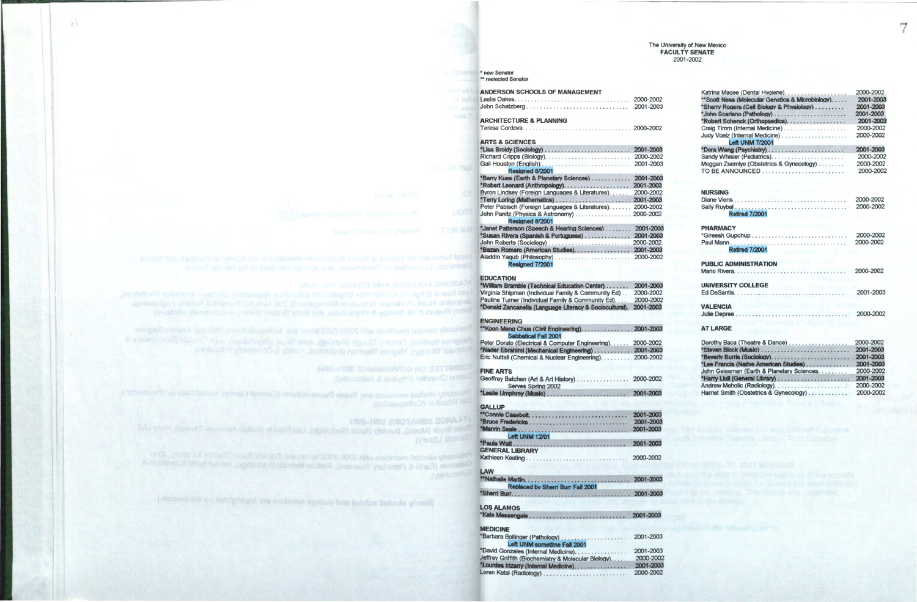The University of New Mexico
**FACULTY SENATE**
2001-2002

\* new Senator
\*\* reelected Senator

**ANDERSON SCHOOLS OF MANAGEMENT**

| | |
|---|---|
| Leslie Oakes | 2000-2002 |
| John Schatzberg | 2001-2003 |

**ARCHITECTURE & PLANNING**

| | |
|---|---|
| Teresa Cordova | 2000-2002 |

**ARTS & SCIENCES**

| | |
|---|---|
| *Lisa Broidy (Sociology) | 2001-2003 |
| Richard Cripps (Biology) | 2000-2002 |
| Gail Houston (English) — Resigned 8/2001 | 2001-2003 |
| *Barry Kues (Earth & Planetary Sciences) | 2001-2003 |
| *Robert Leonard (Anthropology) | 2001-2003 |
| Byron Lindsey (Foreign Languages & Literatures) | 2000-2002 |
| *Terry Loring (Mathematics) | 2001-2003 |
| Peter Pabisch (Foreign Languages & Literatures) | 2000-2002 |
| John Panitz (Physics & Astronomy) — Resigned 8/2001 | 2000-2002 |
| *Janet Patterson (Speech & Hearing Sciences) | 2001-2003 |
| *Susan Rivera (Spanish & Portuguese) | 2001-2003 |
| John Roberts (Sociology) | 2000-2002 |
| *Bazan Romero (American Studies) | 2001-2003 |
| Aladdin Yaqub (Philosophy) — Resigned 7/2001 | 2000-2002 |

**EDUCATION**

| | |
|---|---|
| *William Bramble (Technical Education Center) | 2001-2003 |
| Virginia Shipman (Individual Family & Community Ed) | 2000-2002 |
| Pauline Turner (Individual Family & Community Ed) | 2000-2002 |
| *Donald Zancanella (Language Literacy & Sociocultural) | 2001-2003 |

**ENGINEERING**

| | |
|---|---|
| **Koon Meng Chua (Civil Engineering) — Sabbatical Fall 2001 | 2001-2003 |
| Peter Dorato (Electrical & Computer Engineering) | 2000-2002 |
| *Nader Ebrahimi (Mechanical Engineering) | 2001-2003 |
| Eric Nuttall (Chemical & Nuclear Engineering) | 2000-2002 |

**FINE ARTS**

| | |
|---|---|
| Geoffrey Batchen (Art & Art History) — Serves Spring 2002 | 2000-2002 |
| *Leslie Umphrey (Music) | 2001-2003 |

**GALLUP**

| | |
|---|---|
| **Connie Casebolt | 2001-2003 |
| *Bruce Fredericks | 2001-2003 |
| *Marvin Seale — Left UNM 12/01 | 2001-2003 |
| *Paula Watt | 2001-2003 |

**GENERAL LIBRARY**

| | |
|---|---|
| Kathleen Keating | 2000-2002 |

**LAW**

| | |
|---|---|
| **Nathalie Martin — Replaced by Sherri Burr Fall 2001 | 2001-2003 |
| *Sherri Burr | 2001-2003 |

**LOS ALAMOS**

| | |
|---|---|
| *Kate Massengale | 2001-2003 |

**MEDICINE**

| | |
|---|---|
| *Barbara Bollinger (Pathology) — Left UNM sometime Fall 2001 | 2001-2003 |
| *David Gonzales (Internal Medicine) | 2001-2003 |
| Jeffrey Griffith (Biochemistry & Molecular Biology) | 2000-2002 |
| *Lourdes Irizarry (Internal Medicine) | 2001-2003 |
| Loren Ketai (Radiology) | 2000-2002 |
| Katrina Magee (Dental Hygiene) | 2000-2002 |
| **Scott Ness (Molecular Genetics & Microbiology) | 2001-2003 |
| *Sherry Rogers (Cell Biology & Physiology) | 2001-2003 |
| *John Scariano (Pathology) | 2001-2003 |
| *Robert Schenck (Orthopaedics) | 2001-2003 |
| Craig Timm (Internal Medicine) | 2000-2002 |
| Judy Voelz (Internal Medicine) — Left UNM 7/2001 | 2000-2002 |
| *Dora Wang (Psychiatry) | 2001-2003 |
| Sandy Whisler (Pediatrics) | 2000-2002 |
| Meggan Zsemlye (Obstetrics & Gynecology) | 2000-2002 |
| TO BE ANNOUNCED | 2000-2002 |

**NURSING**

| | |
|---|---|
| Diane Viens | 2000-2002 |
| Sally Ruybal — Retired 7/2001 | 2000-2002 |

**PHARMACY**

| | |
|---|---|
| *Gireesh Gupchup | 2000-2002 |
| Paul Mann — Retired 7/2001 | 2000-2002 |

**PUBLIC ADMINISTRATION**

| | |
|---|---|
| Mario Rivera | 2000-2002 |

**UNIVERSITY COLLEGE**

| | |
|---|---|
| Ed DeSantis | 2001-2003 |

**VALENCIA**

| | |
|---|---|
| Julie Depree | 2000-2002 |

**AT LARGE**

| | |
|---|---|
| Dorothy Baca (Theatre & Dance) | 2000-2002 |
| *Steven Block (Music) | 2001-2003 |
| *Beverly Burris (Sociology) | 2001-2003 |
| *Lee Francis (Native American Studies) | 2001-2003 |
| John Geissman (Earth & Planetary Sciences) | 2000-2002 |
| *Harry Llull (General Library) | 2001-2003 |
| Andrew Meholic (Radiology) | 2000-2002 |
| Harriet Smith (Obstetrics & Gynecology) | 2000-2002 |